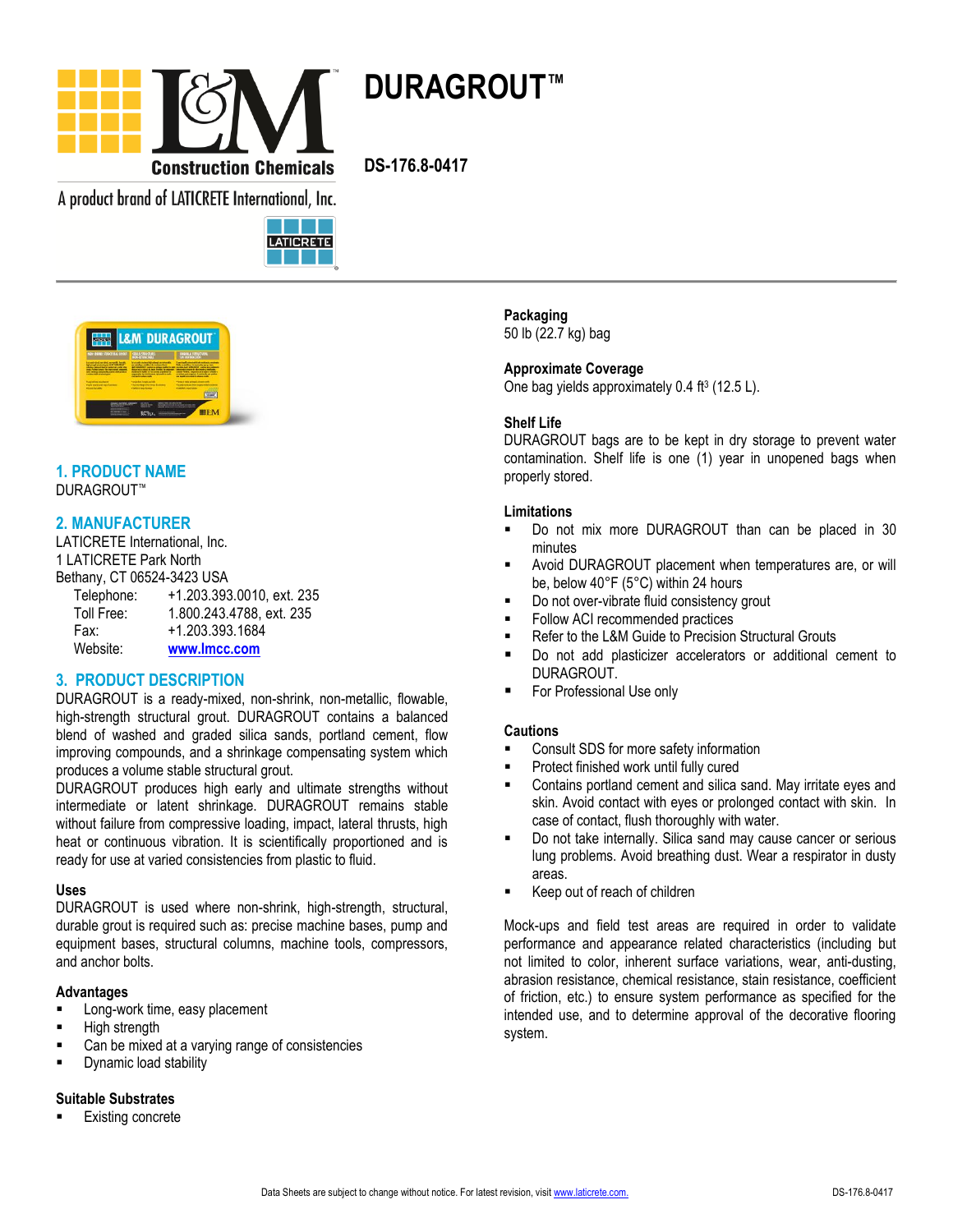# DURAGROUT™

DS-176.8-0417

L&M Construction Chemicals

A product brand of LATICRETE International, Inc.

## 1. PRODUCT NAME

DURAGROUT™

## 2. MANUFACTURER

LATICRETE International, Inc.
1 LATICRETE Park North
Bethany, CT 06524-3423 USA

Telephone: +1.203.393.0010, ext. 235
Toll Free: 1.800.243.4788, ext. 235
Fax: +1.203.393.1684
Website: www.lmcc.com

## 3. PRODUCT DESCRIPTION

DURAGROUT is a ready-mixed, non-shrink, non-metallic, flowable, high-strength structural grout. DURAGROUT contains a balanced blend of washed and graded silica sands, portland cement, flow improving compounds, and a shrinkage compensating system which produces a volume stable structural grout.

DURAGROUT produces high early and ultimate strengths without intermediate or latent shrinkage. DURAGROUT remains stable without failure from compressive loading, impact, lateral thrusts, high heat or continuous vibration. It is scientifically proportioned and is ready for use at varied consistencies from plastic to fluid.

### Uses

DURAGROUT is used where non-shrink, high-strength, structural, durable grout is required such as: precise machine bases, pump and equipment bases, structural columns, machine tools, compressors, and anchor bolts.

### Advantages

- Long-work time, easy placement
- High strength
- Can be mixed at a varying range of consistencies
- Dynamic load stability

### Suitable Substrates

- Existing concrete

### Packaging

50 lb (22.7 kg) bag

### Approximate Coverage

One bag yields approximately 0.4 $ft^3$ (12.5 L).

### Shelf Life

DURAGROUT bags are to be kept in dry storage to prevent water contamination. Shelf life is one (1) year in unopened bags when properly stored.

### Limitations

- Do not mix more DURAGROUT than can be placed in 30 minutes
- Avoid DURAGROUT placement when temperatures are, or will be, below 40°F (5°C) within 24 hours
- Do not over-vibrate fluid consistency grout
- Follow ACI recommended practices
- Refer to the L&M Guide to Precision Structural Grouts
- Do not add plasticizer accelerators or additional cement to DURAGROUT.
- For Professional Use only

### Cautions

- Consult SDS for more safety information
- Protect finished work until fully cured
- Contains portland cement and silica sand. May irritate eyes and skin. Avoid contact with eyes or prolonged contact with skin. In case of contact, flush thoroughly with water.
- Do not take internally. Silica sand may cause cancer or serious lung problems. Avoid breathing dust. Wear a respirator in dusty areas.
- Keep out of reach of children

Mock-ups and field test areas are required in order to validate performance and appearance related characteristics (including but not limited to color, inherent surface variations, wear, anti-dusting, abrasion resistance, chemical resistance, stain resistance, coefficient of friction, etc.) to ensure system performance as specified for the intended use, and to determine approval of the decorative flooring system.

Data Sheets are subject to change without notice. For latest revision, visit www.laticrete.com.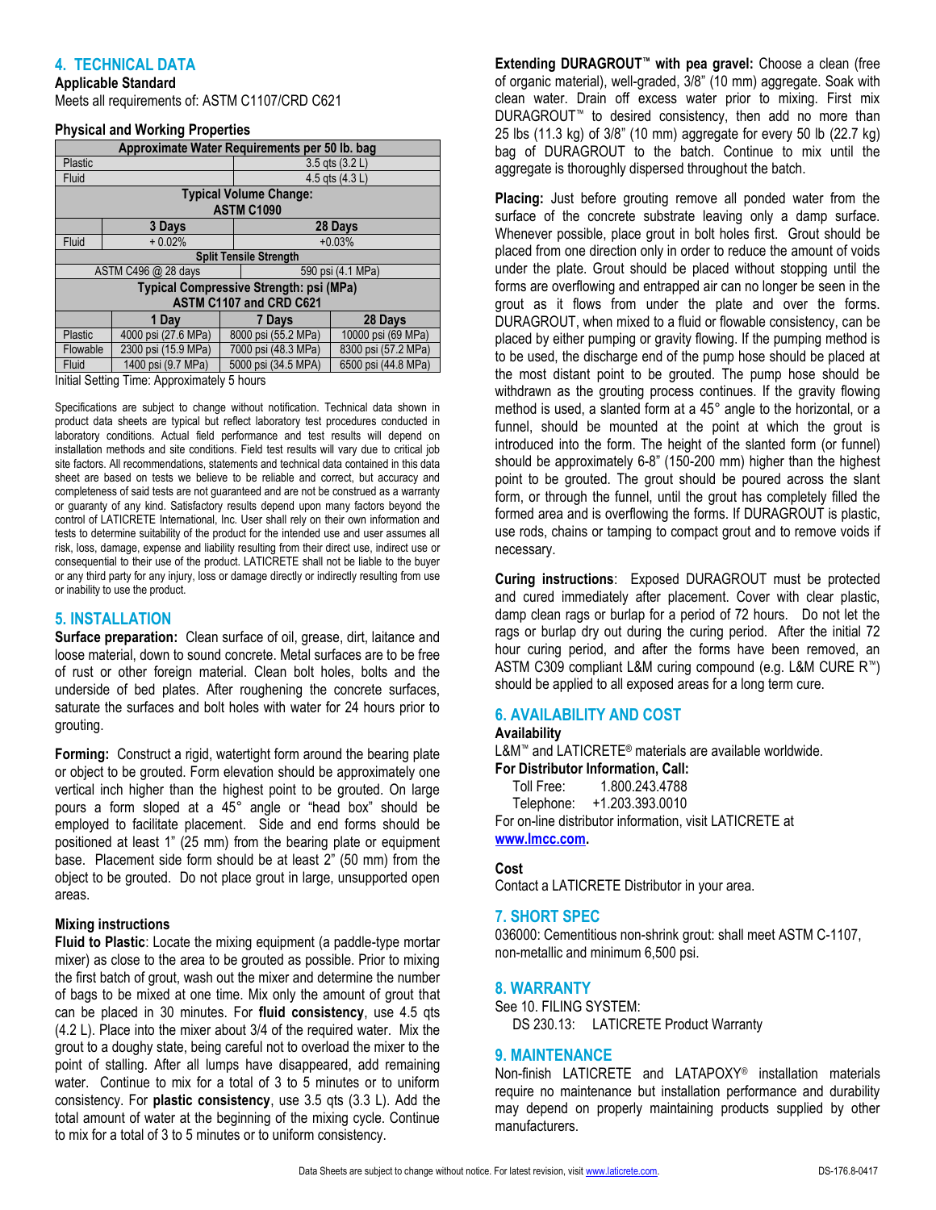## 4. TECHNICAL DATA

**Applicable Standard**

Meets all requirements of: ASTM C1107/CRD C621

**Physical and Working Properties**

| Approximate Water Requirements per 50 lb. bag | | | |
|---|---|---|---|
| Plastic | 3.5 qts (3.2 L) | | |
| Fluid | 4.5 qts (4.3 L) | | |
| **Typical Volume Change: ASTM C1090** | | | |
| | **3 Days** | **28 Days** | |
| Fluid | + 0.02% | +0.03% | |
| **Split Tensile Strength** | | | |
| ASTM C496 @ 28 days | 590 psi (4.1 MPa) | | |
| **Typical Compressive Strength: psi (MPa) ASTM C1107 and CRD C621** | | | |
| | **1 Day** | **7 Days** | **28 Days** |
| Plastic | 4000 psi (27.6 MPa) | 8000 psi (55.2 MPa) | 10000 psi (69 MPa) |
| Flowable | 2300 psi (15.9 MPa) | 7000 psi (48.3 MPa) | 8300 psi (57.2 MPa) |
| Fluid | 1400 psi (9.7 MPa) | 5000 psi (34.5 MPa) | 6500 psi (44.8 MPa) |

Initial Setting Time: Approximately 5 hours

Specifications are subject to change without notification. Technical data shown in product data sheets are typical but reflect laboratory test procedures conducted in laboratory conditions. Actual field performance and test results will depend on installation methods and site conditions. Field test results will vary due to critical job site factors. All recommendations, statements and technical data contained in this data sheet are based on tests we believe to be reliable and correct, but accuracy and completeness of said tests are not guaranteed and are not be construed as a warranty or guaranty of any kind. Satisfactory results depend upon many factors beyond the control of LATICRETE International, Inc. User shall rely on their own information and tests to determine suitability of the product for the intended use and user assumes all risk, loss, damage, expense and liability resulting from their direct use, indirect use or consequential to their use of the product. LATICRETE shall not be liable to the buyer or any third party for any injury, loss or damage directly or indirectly resulting from use or inability to use the product.

## 5. INSTALLATION

**Surface preparation:** Clean surface of oil, grease, dirt, laitance and loose material, down to sound concrete. Metal surfaces are to be free of rust or other foreign material. Clean bolt holes, bolts and the underside of bed plates. After roughening the concrete surfaces, saturate the surfaces and bolt holes with water for 24 hours prior to grouting.

**Forming:** Construct a rigid, watertight form around the bearing plate or object to be grouted. Form elevation should be approximately one vertical inch higher than the highest point to be grouted. On large pours a form sloped at a 45° angle or "head box" should be employed to facilitate placement. Side and end forms should be positioned at least 1" (25 mm) from the bearing plate or equipment base. Placement side form should be at least 2" (50 mm) from the object to be grouted. Do not place grout in large, unsupported open areas.

**Mixing instructions**

**Fluid to Plastic**: Locate the mixing equipment (a paddle-type mortar mixer) as close to the area to be grouted as possible. Prior to mixing the first batch of grout, wash out the mixer and determine the number of bags to be mixed at one time. Mix only the amount of grout that can be placed in 30 minutes. For **fluid consistency**, use 4.5 qts (4.2 L). Place into the mixer about 3/4 of the required water. Mix the grout to a doughy state, being careful not to overload the mixer to the point of stalling. After all lumps have disappeared, add remaining water. Continue to mix for a total of 3 to 5 minutes or to uniform consistency. For **plastic consistency**, use 3.5 qts (3.3 L). Add the total amount of water at the beginning of the mixing cycle. Continue to mix for a total of 3 to 5 minutes or to uniform consistency.

**Extending DURAGROUT™ with pea gravel:** Choose a clean (free of organic material), well-graded, 3/8" (10 mm) aggregate. Soak with clean water. Drain off excess water prior to mixing. First mix DURAGROUT™ to desired consistency, then add no more than 25 lbs (11.3 kg) of 3/8" (10 mm) aggregate for every 50 lb (22.7 kg) bag of DURAGROUT to the batch. Continue to mix until the aggregate is thoroughly dispersed throughout the batch.

**Placing:** Just before grouting remove all ponded water from the surface of the concrete substrate leaving only a damp surface. Whenever possible, place grout in bolt holes first. Grout should be placed from one direction only in order to reduce the amount of voids under the plate. Grout should be placed without stopping until the forms are overflowing and entrapped air can no longer be seen in the grout as it flows from under the plate and over the forms. DURAGROUT, when mixed to a fluid or flowable consistency, can be placed by either pumping or gravity flowing. If the pumping method is to be used, the discharge end of the pump hose should be placed at the most distant point to be grouted. The pump hose should be withdrawn as the grouting process continues. If the gravity flowing method is used, a slanted form at a 45° angle to the horizontal, or a funnel, should be mounted at the point at which the grout is introduced into the form. The height of the slanted form (or funnel) should be approximately 6-8" (150-200 mm) higher than the highest point to be grouted. The grout should be poured across the slant form, or through the funnel, until the grout has completely filled the formed area and is overflowing the forms. If DURAGROUT is plastic, use rods, chains or tamping to compact grout and to remove voids if necessary.

**Curing instructions**: Exposed DURAGROUT must be protected and cured immediately after placement. Cover with clear plastic, damp clean rags or burlap for a period of 72 hours. Do not let the rags or burlap dry out during the curing period. After the initial 72 hour curing period, and after the forms have been removed, an ASTM C309 compliant L&M curing compound (e.g. L&M CURE R™) should be applied to all exposed areas for a long term cure.

## 6. AVAILABILITY AND COST

**Availability**

L&M™ and LATICRETE® materials are available worldwide.

**For Distributor Information, Call:**

Toll Free: 1.800.243.4788

Telephone: +1.203.393.0010

For on-line distributor information, visit LATICRETE at **www.lmcc.com.**

**Cost**

Contact a LATICRETE Distributor in your area.

## 7. SHORT SPEC

036000: Cementitious non-shrink grout: shall meet ASTM C-1107, non-metallic and minimum 6,500 psi.

## 8. WARRANTY

See 10. FILING SYSTEM:

DS 230.13: LATICRETE Product Warranty

## 9. MAINTENANCE

Non-finish LATICRETE and LATAPOXY® installation materials require no maintenance but installation performance and durability may depend on properly maintaining products supplied by other manufacturers.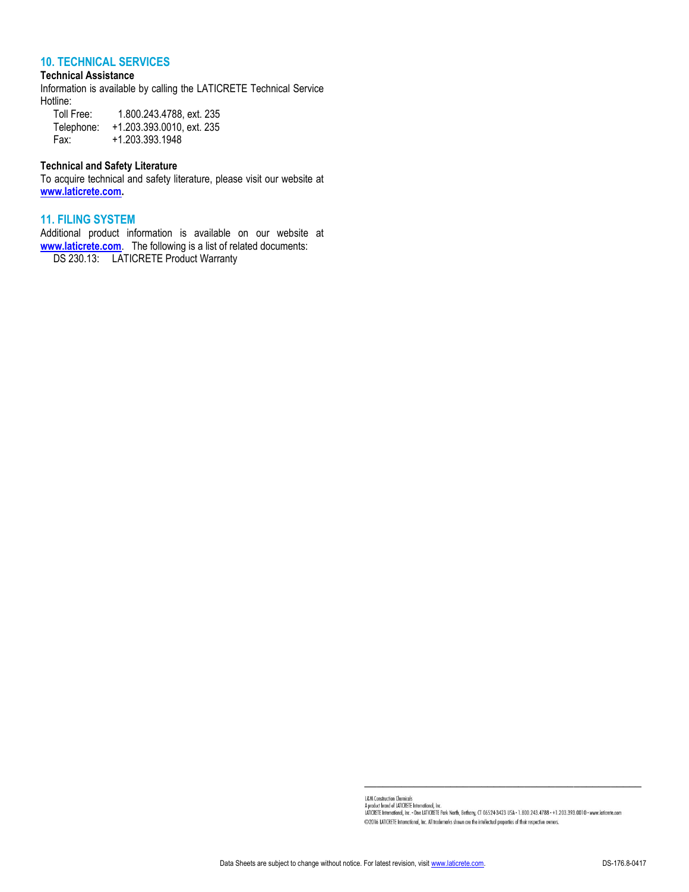## 10. TECHNICAL SERVICES

### Technical Assistance

Information is available by calling the LATICRETE Technical Service Hotline:

| | |
|---|---|
| Toll Free: | 1.800.243.4788, ext. 235 |
| Telephone: | +1.203.393.0010, ext. 235 |
| Fax: | +1.203.393.1948 |

### Technical and Safety Literature

To acquire technical and safety literature, please visit our website at **www.laticrete.com.**

## 11. FILING SYSTEM

Additional product information is available on our website at **www.laticrete.com**. The following is a list of related documents:

DS 230.13: LATICRETE Product Warranty

L&M Construction Chemicals
A product brand of LATICRETE International, Inc.
LATICRETE International, Inc. • One LATICRETE Park North, Bethany, CT 06524-3423 USA • 1.800.243.4788 • +1.203.393.0010 • www.laticrete.com
©2016 LATICRETE International, Inc. All trademarks shown are the intellectual properties of their respective owners.

Data Sheets are subject to change without notice. For latest revision, visit www.laticrete.com.

DS-176.8-0417